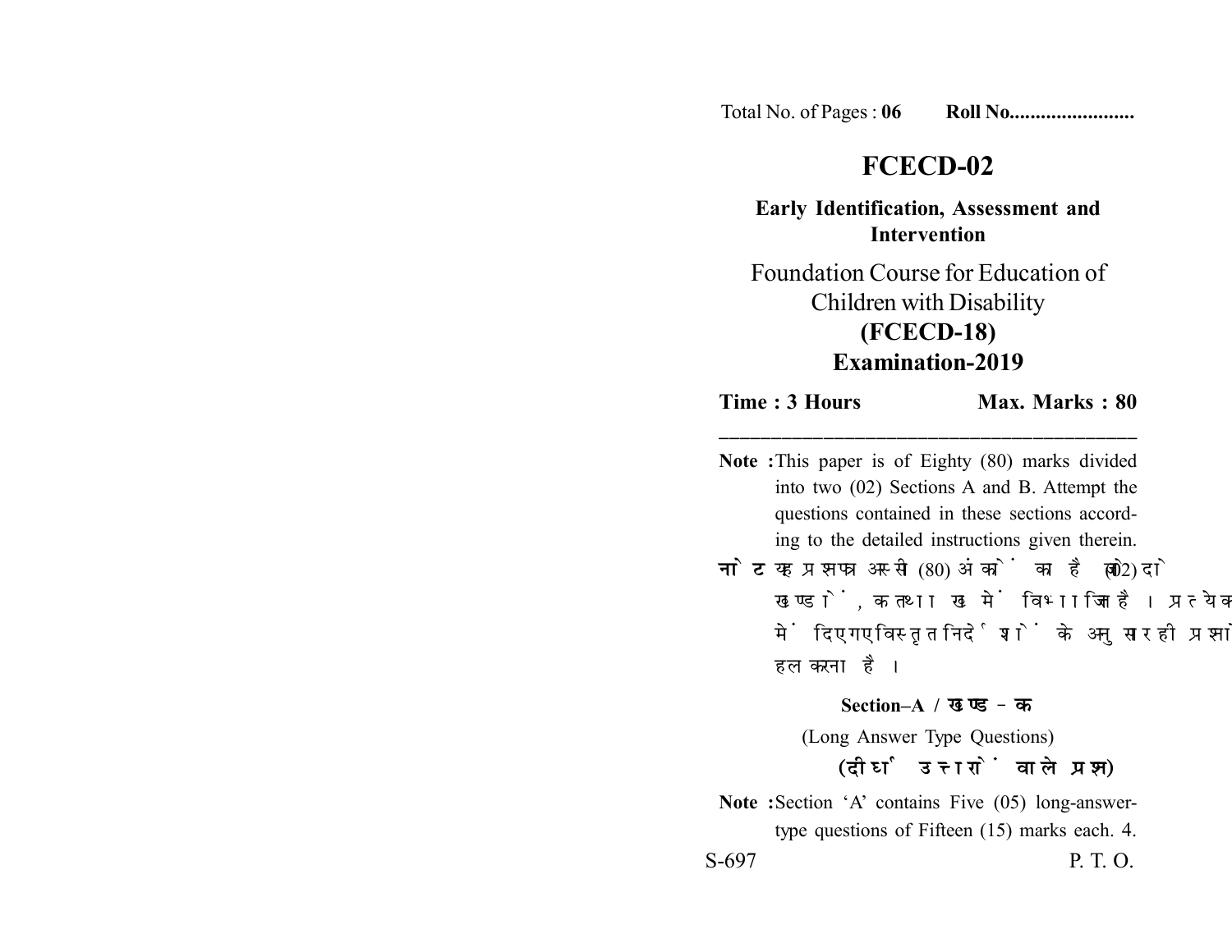Total No. of Pages : **06** **Roll No........................**

# FCECD-02

**Early Identification, Assessment and Intervention**

Foundation Course for Education of Children with Disability

**(FCECD-18)**

**Examination-2019**

**Time : 3 Hours** **Max. Marks : 80**

---

**Note :** This paper is of Eighty (80) marks divided into two (02) Sections A and B. Attempt the questions contained in these sections according to the detailed instructions given therein.

**नोट :** यह प्रश्नपत्र अस्सी (80) अंकों का है जो दो (02) खण्डों, क तथा ख में विभाजित है। प्रत्येक खण्ड में दिए गए विस्तृत निर्देशों के अनुसार ही प्रश्नों को हल करना है।

## Section–A / खण्ड – क

(Long Answer Type Questions)

**(दीर्घ उत्तरों वाले प्रश्न)**

**Note :** Section 'A' contains Five (05) long-answer-type questions of Fifteen (15) marks each. 4.

S-697 P. T. O.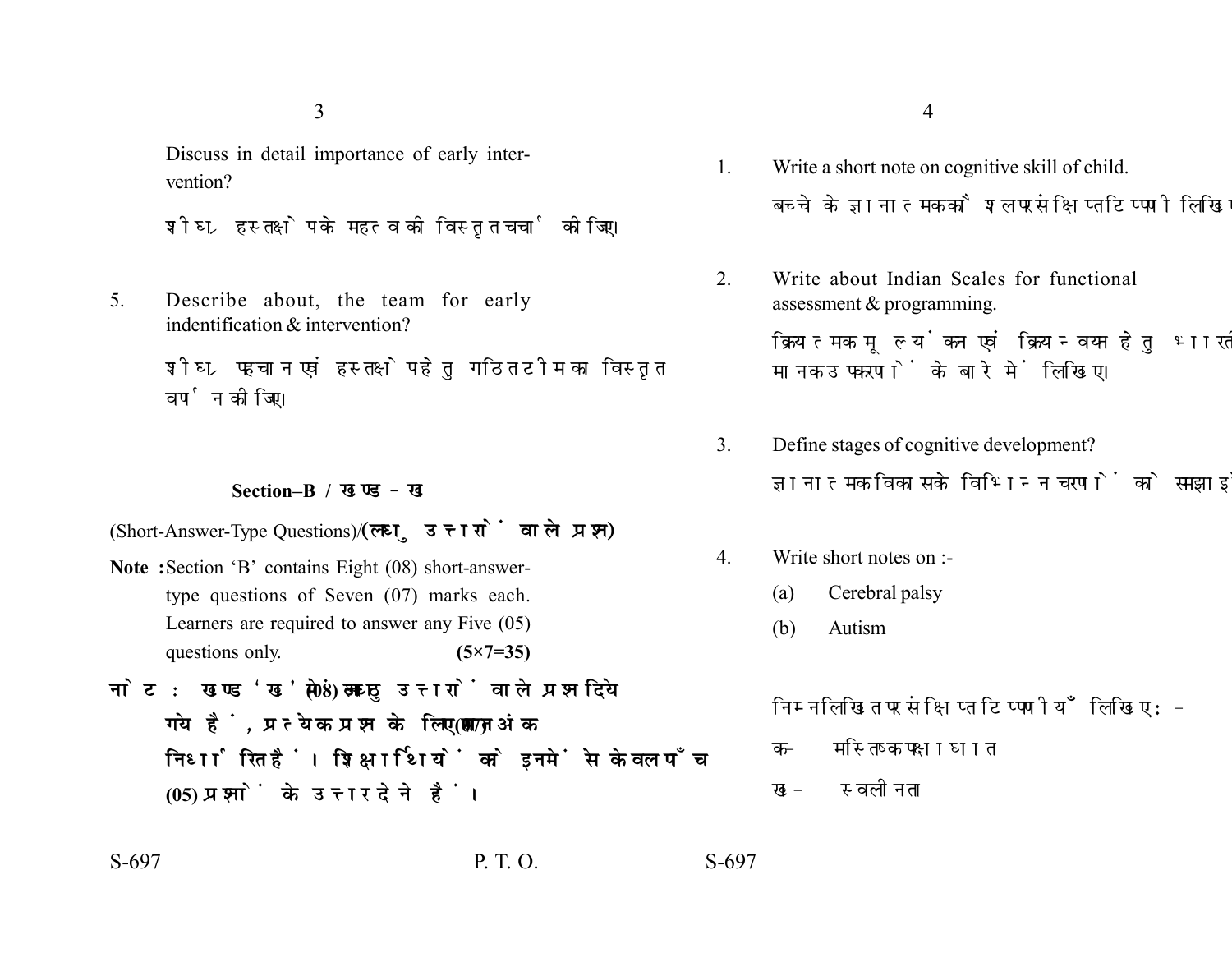Discuss in detail importance of early intervention?

शीघ्र हस्तक्षेप के महत्व की विस्तृत चर्चा कीजिए।

5. Describe about, the team for early indentification & intervention?

शीघ्र पहचान एवं हस्तक्षेप हेतु गठित टीम का विस्तृत वर्णन कीजिए।

## Section–B / खण्ड–ख

(Short-Answer-Type Questions)/(लघु उत्तरों वाले प्रश्न)

**Note :** Section 'B' contains Eight (08) short-answer-type questions of Seven (07) marks each. Learners are required to answer any Five (05) questions only. **(5×7=35)**

**नोट :** खण्ड 'ख' में आठ (08) लघु उत्तरों वाले प्रश्न दिये गये हैं, प्रत्येक प्रश्न के लिए सात (07) अंक निर्धारित हैं। शिक्षार्थियों को इनमें से केवल पाँच (05) प्रश्नों के उत्तर देने हैं।

1. Write a short note on cognitive skill of child.

   बच्चे के ज्ञानात्मक कौशल पर संक्षिप्त टिप्पणी लिखिए।

2. Write about Indian Scales for functional assessment & programming.

   क्रियात्मक मूल्यांकन एवं क्रियान्वयन हेतु भारतीय मानक उपकरणों के बारे में लिखिए।

3. Define stages of cognitive development?

   ज्ञानात्मक विकास के विभिन्न चरणों को समझाइये।

4. Write short notes on :-

   (a) Cerebral palsy

   (b) Autism

   निम्नलिखित पर संक्षिप्त टिप्पणीयाँ लिखिए:-

   क- मस्तिष्क पक्षाघात

   ख- स्वलीनता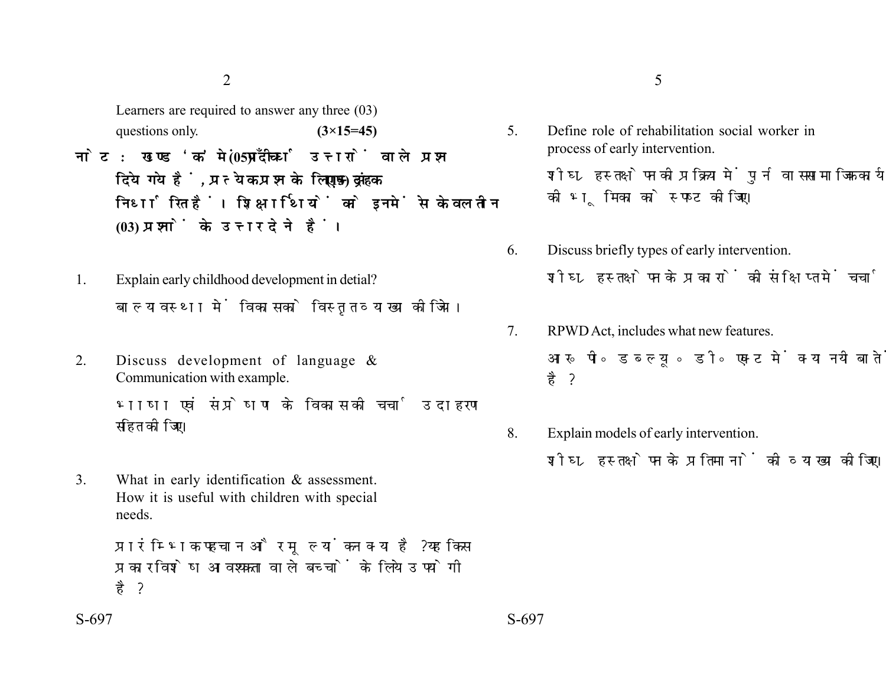Learners are required to answer any three (03) questions only. **(3×15=45)**

**नोट :** खण्ड 'क' में (05) दीर्घ उत्तरों वाले प्रश्न दिये गये हैं, प्रत्येक प्रश्न के लिए (15) अंक निर्धारित हैं। शिक्षार्थियों को इनमें से केवल तीन (03) प्रश्नों के उत्तर देने हैं।

1. Explain early childhood development in detial?

   बाल्यावस्था में विकास को विस्तृत व्याख्या कीजिये।

2. Discuss development of language & Communication with example.

   भाषा एवं संप्रेषण के विकास की चर्चा उदाहरण सहित कीजिए।

3. What in early identification & assessment. How it is useful with children with special needs.

   प्रारंभिक पहचान और मूल्यांकन क्या है? यह किस प्रकार विशेष आवश्यकता वाले बच्चों के लिये उपयोगी है?

5. Define role of rehabilitation social worker in process of early intervention.

   शीघ्र हस्तक्षेप की प्रक्रिया में पुर्नवास सामाजिक कार्य की भूमिका को स्पष्ट कीजिए।

6. Discuss briefly types of early intervention.

   शीघ्र हस्तक्षेप के प्रकारों की संक्षिप्त में चर्चा

7. RPWD Act, includes what new features.

   आर० पी० डब्ल्यू० डी० एक्ट में क्या नयी बातें है?

8. Explain models of early intervention.

   शीघ्र हस्तक्षेप के प्रतिमानों की व्याख्या कीजिए।